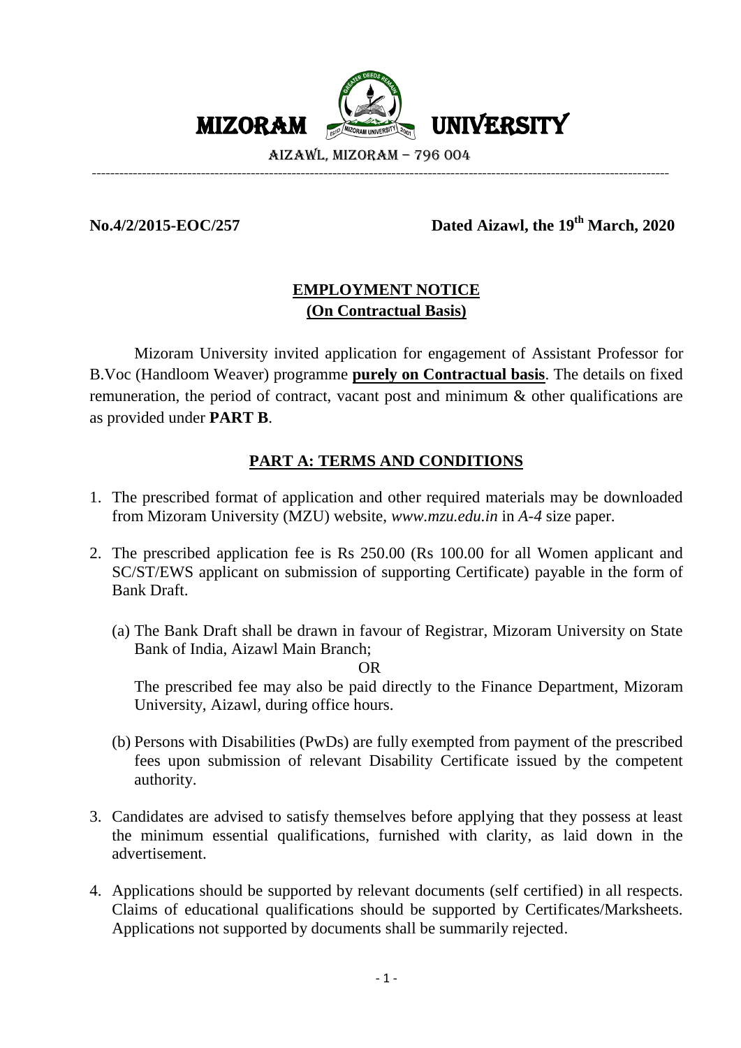# MIZORAM UNIVERSITY

AIZAWL, MIZORAM – 796 004

---

**No.4/2/2015-EOC/257** **Dated Aizawl, the 19th March, 2020**

## EMPLOYMENT NOTICE
## (On Contractual Basis)

Mizoram University invited application for engagement of Assistant Professor for B.Voc (Handloom Weaver) programme **purely on Contractual basis**. The details on fixed remuneration, the period of contract, vacant post and minimum & other qualifications are as provided under **PART B**.

## PART A: TERMS AND CONDITIONS

1. The prescribed format of application and other required materials may be downloaded from Mizoram University (MZU) website, *www.mzu.edu.in* in *A-4* size paper.

2. The prescribed application fee is Rs 250.00 (Rs 100.00 for all Women applicant and SC/ST/EWS applicant on submission of supporting Certificate) payable in the form of Bank Draft.

   (a) The Bank Draft shall be drawn in favour of Registrar, Mizoram University on State Bank of India, Aizawl Main Branch;

   OR

   The prescribed fee may also be paid directly to the Finance Department, Mizoram University, Aizawl, during office hours.

   (b) Persons with Disabilities (PwDs) are fully exempted from payment of the prescribed fees upon submission of relevant Disability Certificate issued by the competent authority.

3. Candidates are advised to satisfy themselves before applying that they possess at least the minimum essential qualifications, furnished with clarity, as laid down in the advertisement.

4. Applications should be supported by relevant documents (self certified) in all respects. Claims of educational qualifications should be supported by Certificates/Marksheets. Applications not supported by documents shall be summarily rejected.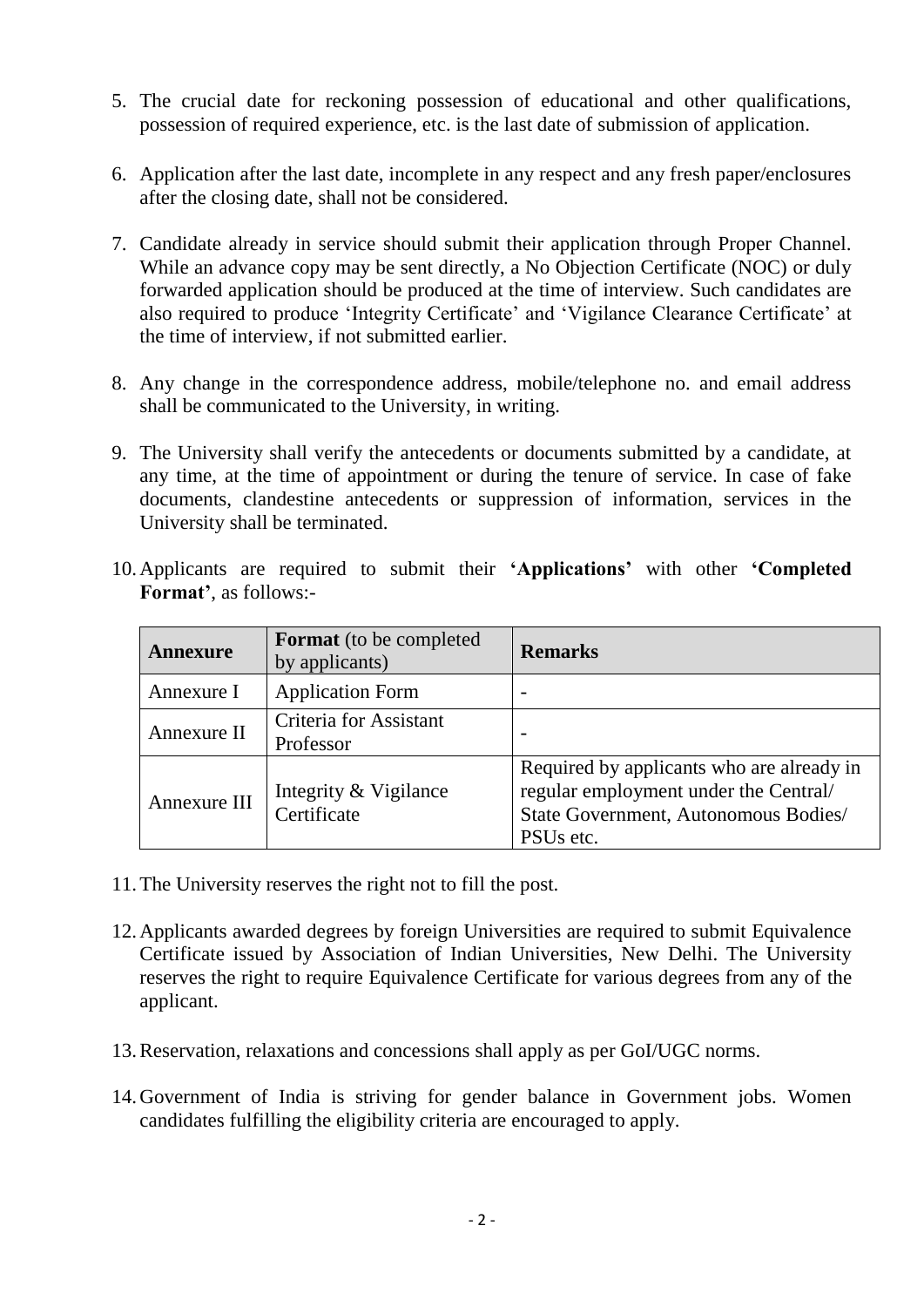5. The crucial date for reckoning possession of educational and other qualifications, possession of required experience, etc. is the last date of submission of application.

6. Application after the last date, incomplete in any respect and any fresh paper/enclosures after the closing date, shall not be considered.

7. Candidate already in service should submit their application through Proper Channel. While an advance copy may be sent directly, a No Objection Certificate (NOC) or duly forwarded application should be produced at the time of interview. Such candidates are also required to produce 'Integrity Certificate' and 'Vigilance Clearance Certificate' at the time of interview, if not submitted earlier.

8. Any change in the correspondence address, mobile/telephone no. and email address shall be communicated to the University, in writing.

9. The University shall verify the antecedents or documents submitted by a candidate, at any time, at the time of appointment or during the tenure of service. In case of fake documents, clandestine antecedents or suppression of information, services in the University shall be terminated.

10. Applicants are required to submit their **'Applications'** with other **'Completed Format'**, as follows:-

| **Annexure** | **Format** (to be completed by applicants) | **Remarks** |
|---|---|---|
| Annexure I | Application Form | - |
| Annexure II | Criteria for Assistant Professor | - |
| Annexure III | Integrity & Vigilance Certificate | Required by applicants who are already in regular employment under the Central/ State Government, Autonomous Bodies/ PSUs etc. |

11. The University reserves the right not to fill the post.

12. Applicants awarded degrees by foreign Universities are required to submit Equivalence Certificate issued by Association of Indian Universities, New Delhi. The University reserves the right to require Equivalence Certificate for various degrees from any of the applicant.

13. Reservation, relaxations and concessions shall apply as per GoI/UGC norms.

14. Government of India is striving for gender balance in Government jobs. Women candidates fulfilling the eligibility criteria are encouraged to apply.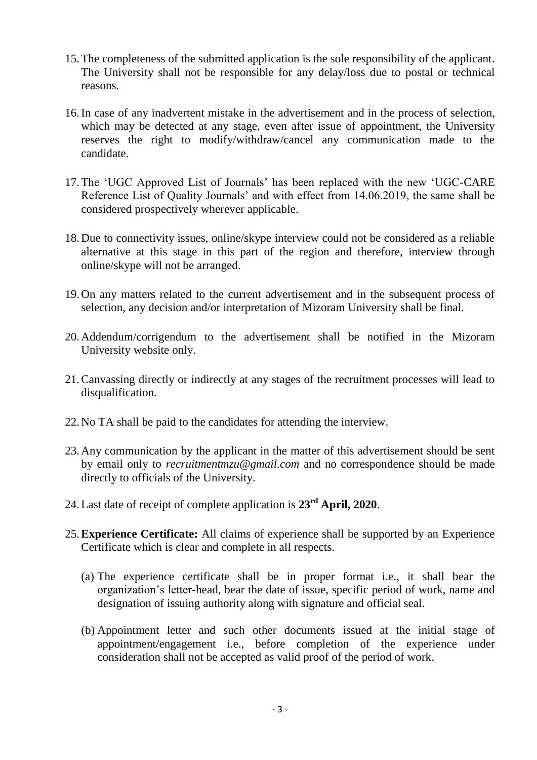15. The completeness of the submitted application is the sole responsibility of the applicant. The University shall not be responsible for any delay/loss due to postal or technical reasons.

16. In case of any inadvertent mistake in the advertisement and in the process of selection, which may be detected at any stage, even after issue of appointment, the University reserves the right to modify/withdraw/cancel any communication made to the candidate.

17. The 'UGC Approved List of Journals' has been replaced with the new 'UGC-CARE Reference List of Quality Journals' and with effect from 14.06.2019, the same shall be considered prospectively wherever applicable.

18. Due to connectivity issues, online/skype interview could not be considered as a reliable alternative at this stage in this part of the region and therefore, interview through online/skype will not be arranged.

19. On any matters related to the current advertisement and in the subsequent process of selection, any decision and/or interpretation of Mizoram University shall be final.

20. Addendum/corrigendum to the advertisement shall be notified in the Mizoram University website only.

21. Canvassing directly or indirectly at any stages of the recruitment processes will lead to disqualification.

22. No TA shall be paid to the candidates for attending the interview.

23. Any communication by the applicant in the matter of this advertisement should be sent by email only to *recruitmentmzu@gmail.com* and no correspondence should be made directly to officials of the University.

24. Last date of receipt of complete application is **23rd April, 2020**.

25. **Experience Certificate:** All claims of experience shall be supported by an Experience Certificate which is clear and complete in all respects.

    (a) The experience certificate shall be in proper format i.e., it shall bear the organization's letter-head, bear the date of issue, specific period of work, name and designation of issuing authority along with signature and official seal.

    (b) Appointment letter and such other documents issued at the initial stage of appointment/engagement i.e., before completion of the experience under consideration shall not be accepted as valid proof of the period of work.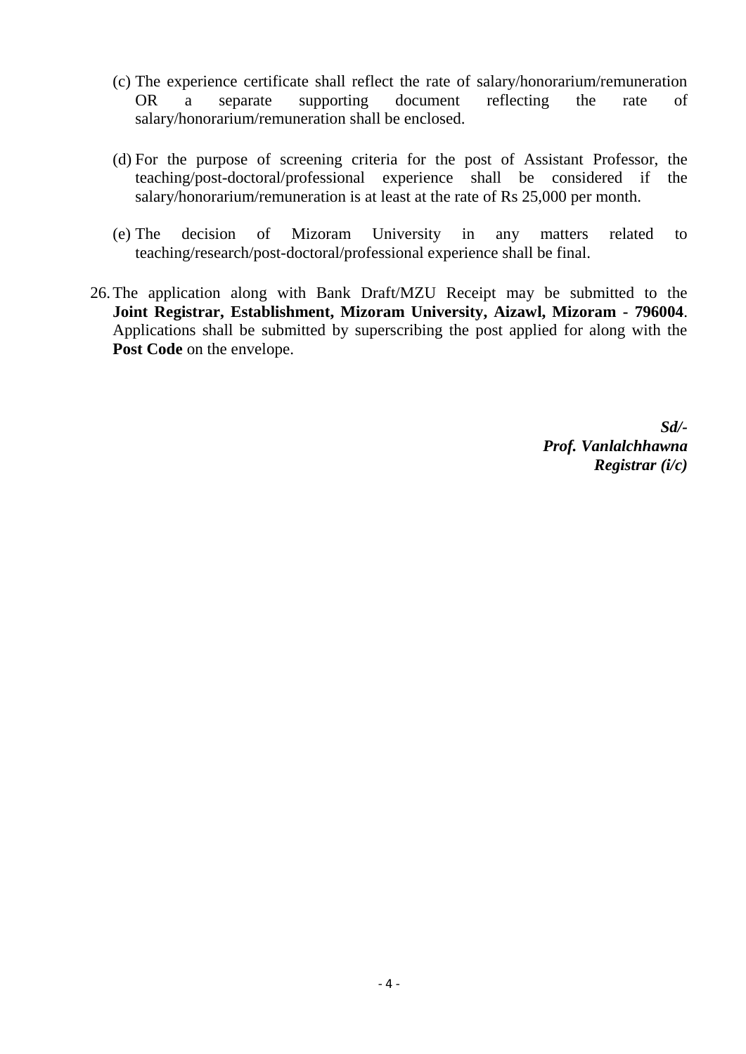(c) The experience certificate shall reflect the rate of salary/honorarium/remuneration OR a separate supporting document reflecting the rate of salary/honorarium/remuneration shall be enclosed.

(d) For the purpose of screening criteria for the post of Assistant Professor, the teaching/post-doctoral/professional experience shall be considered if the salary/honorarium/remuneration is at least at the rate of Rs 25,000 per month.

(e) The decision of Mizoram University in any matters related to teaching/research/post-doctoral/professional experience shall be final.

26. The application along with Bank Draft/MZU Receipt may be submitted to the **Joint Registrar, Establishment, Mizoram University, Aizawl, Mizoram - 796004**. Applications shall be submitted by superscribing the post applied for along with the **Post Code** on the envelope.

***Sd/-***
***Prof. Vanlalchhawna***
***Registrar (i/c)***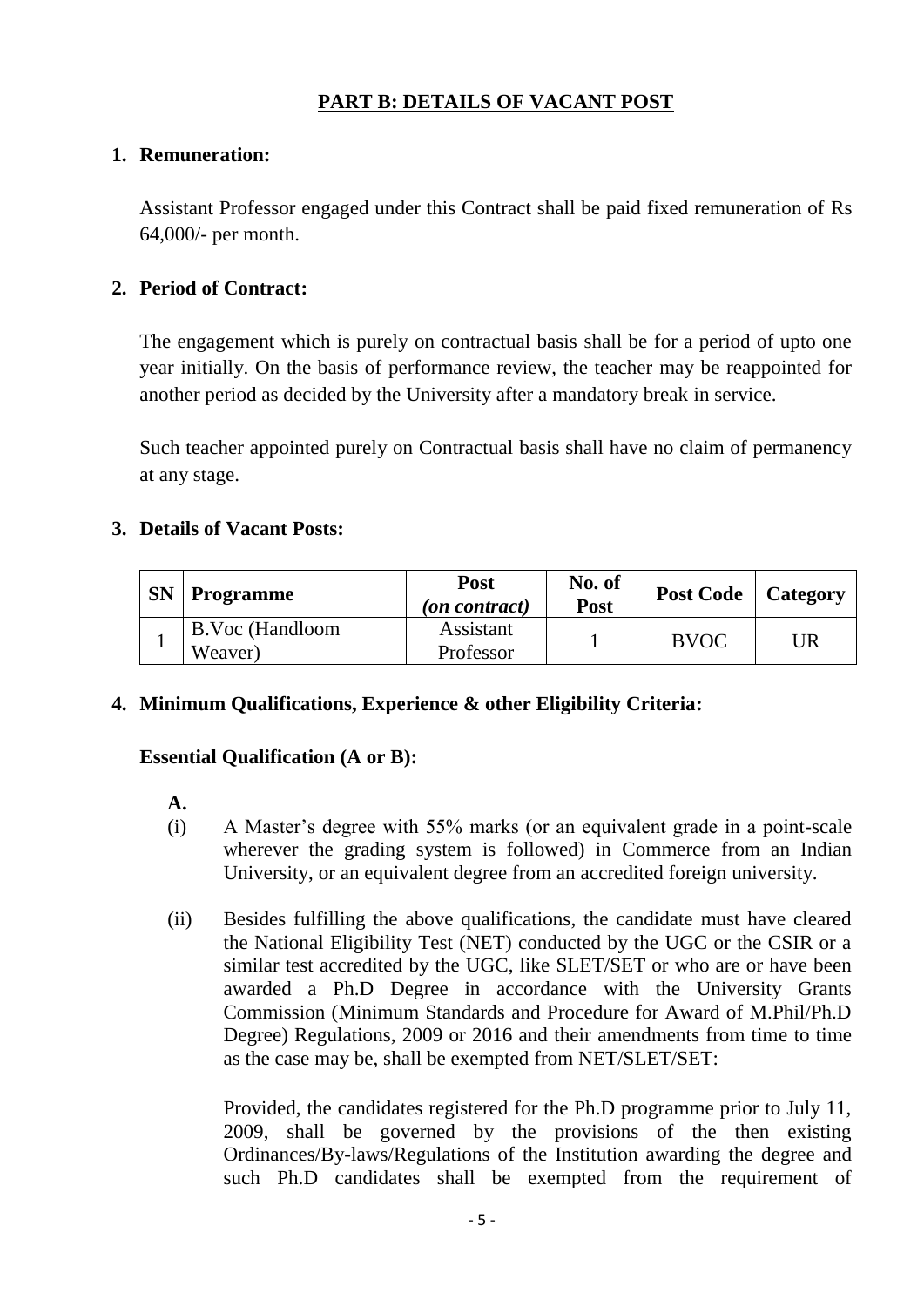## PART B: DETAILS OF VACANT POST

**1. Remuneration:**

Assistant Professor engaged under this Contract shall be paid fixed remuneration of Rs 64,000/- per month.

**2. Period of Contract:**

The engagement which is purely on contractual basis shall be for a period of upto one year initially. On the basis of performance review, the teacher may be reappointed for another period as decided by the University after a mandatory break in service.

Such teacher appointed purely on Contractual basis shall have no claim of permanency at any stage.

**3. Details of Vacant Posts:**

| SN | Programme | Post *(on contract)* | No. of Post | Post Code | Category |
|---|---|---|---|---|---|
| 1 | B.Voc (Handloom Weaver) | Assistant Professor | 1 | BVOC | UR |

**4. Minimum Qualifications, Experience & other Eligibility Criteria:**

**Essential Qualification (A or B):**

**A.**

(i) A Master's degree with 55% marks (or an equivalent grade in a point-scale wherever the grading system is followed) in Commerce from an Indian University, or an equivalent degree from an accredited foreign university.

(ii) Besides fulfilling the above qualifications, the candidate must have cleared the National Eligibility Test (NET) conducted by the UGC or the CSIR or a similar test accredited by the UGC, like SLET/SET or who are or have been awarded a Ph.D Degree in accordance with the University Grants Commission (Minimum Standards and Procedure for Award of M.Phil/Ph.D Degree) Regulations, 2009 or 2016 and their amendments from time to time as the case may be, shall be exempted from NET/SLET/SET:

Provided, the candidates registered for the Ph.D programme prior to July 11, 2009, shall be governed by the provisions of the then existing Ordinances/By-laws/Regulations of the Institution awarding the degree and such Ph.D candidates shall be exempted from the requirement of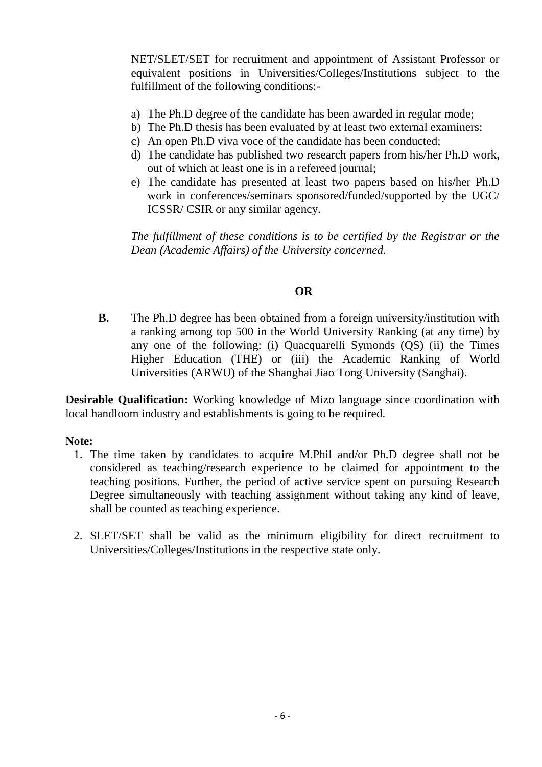NET/SLET/SET for recruitment and appointment of Assistant Professor or equivalent positions in Universities/Colleges/Institutions subject to the fulfillment of the following conditions:-

a) The Ph.D degree of the candidate has been awarded in regular mode;
b) The Ph.D thesis has been evaluated by at least two external examiners;
c) An open Ph.D viva voce of the candidate has been conducted;
d) The candidate has published two research papers from his/her Ph.D work, out of which at least one is in a refereed journal;
e) The candidate has presented at least two papers based on his/her Ph.D work in conferences/seminars sponsored/funded/supported by the UGC/ ICSSR/ CSIR or any similar agency.

*The fulfillment of these conditions is to be certified by the Registrar or the Dean (Academic Affairs) of the University concerned.*

**OR**

**B.** The Ph.D degree has been obtained from a foreign university/institution with a ranking among top 500 in the World University Ranking (at any time) by any one of the following: (i) Quacquarelli Symonds (QS) (ii) the Times Higher Education (THE) or (iii) the Academic Ranking of World Universities (ARWU) of the Shanghai Jiao Tong University (Sanghai).

**Desirable Qualification:** Working knowledge of Mizo language since coordination with local handloom industry and establishments is going to be required.

**Note:**

1. The time taken by candidates to acquire M.Phil and/or Ph.D degree shall not be considered as teaching/research experience to be claimed for appointment to the teaching positions. Further, the period of active service spent on pursuing Research Degree simultaneously with teaching assignment without taking any kind of leave, shall be counted as teaching experience.

2. SLET/SET shall be valid as the minimum eligibility for direct recruitment to Universities/Colleges/Institutions in the respective state only.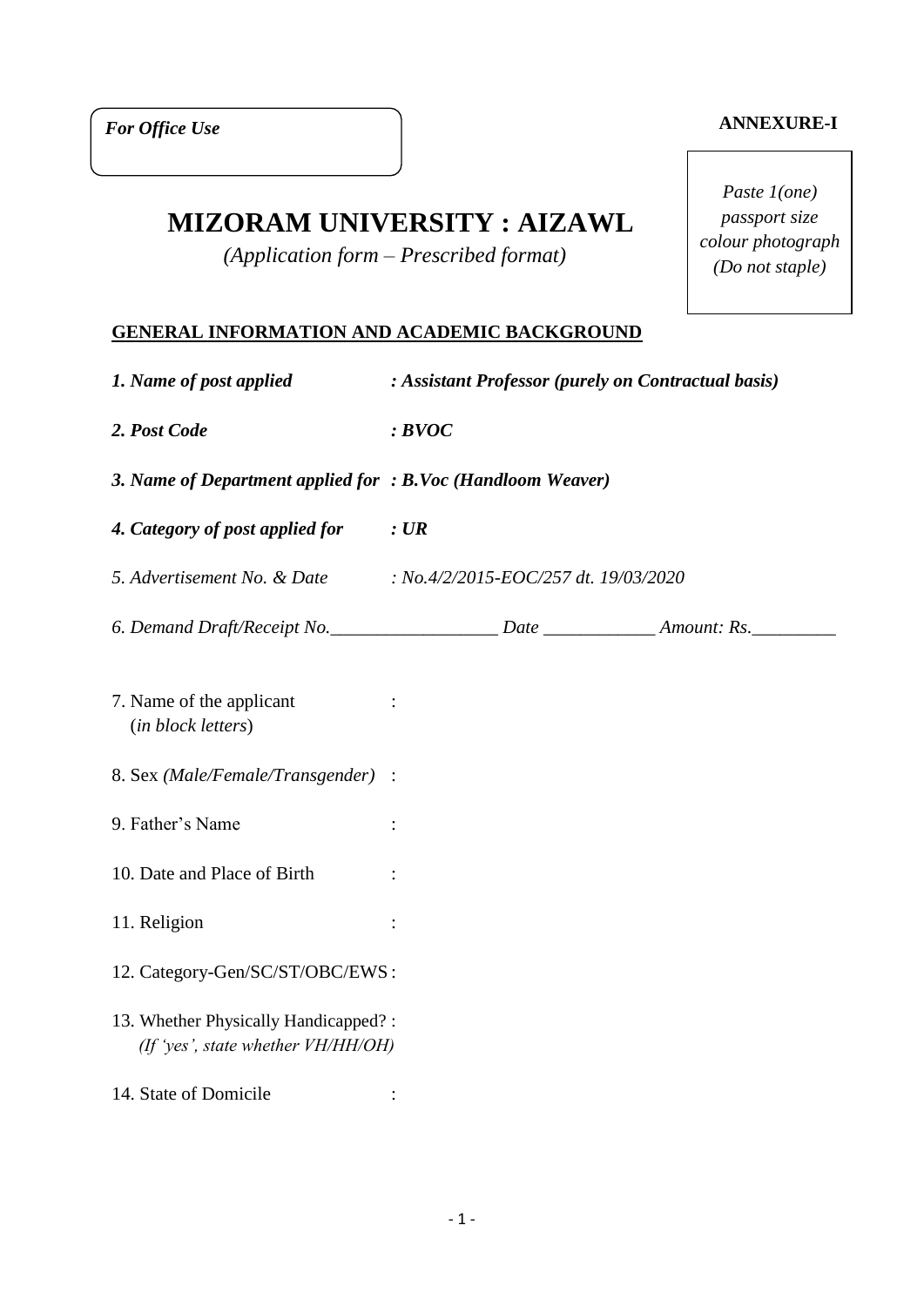*For Office Use*

**ANNEXURE-I**

*Paste 1(one) passport size colour photograph (Do not staple)*

# MIZORAM UNIVERSITY : AIZAWL

*(Application form – Prescribed format)*

**GENERAL INFORMATION AND ACADEMIC BACKGROUND**

***1. Name of post applied : Assistant Professor (purely on Contractual basis)***

***2. Post Code : BVOC***

***3. Name of Department applied for : B.Voc (Handloom Weaver)***

***4. Category of post applied for : UR***

*5. Advertisement No. & Date : No.4/2/2015-EOC/257 dt. 19/03/2020*

*6. Demand Draft/Receipt No.__________________ Date ____________ Amount: Rs._________*

7. Name of the applicant :
(*in block letters*)

8. Sex *(Male/Female/Transgender)* :

9. Father's Name :

10. Date and Place of Birth :

11. Religion :

12. Category-Gen/SC/ST/OBC/EWS :

13. Whether Physically Handicapped? :
*(If 'yes', state whether VH/HH/OH)*

14. State of Domicile :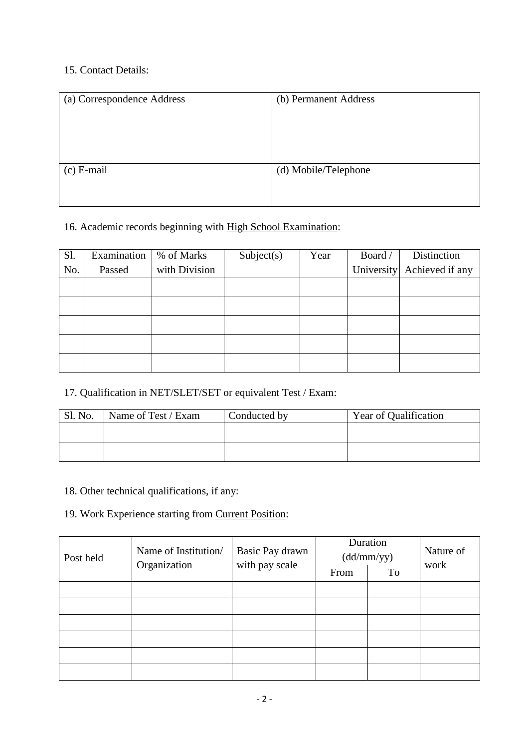15. Contact Details:

| (a) Correspondence Address | (b) Permanent Address |
|---|---|
| (c) E-mail | (d) Mobile/Telephone |

16. Academic records beginning with High School Examination:

| Sl. No. | Examination Passed | % of Marks with Division | Subject(s) | Year | Board / University | Distinction Achieved if any |
|---|---|---|---|---|---|---|
| | | | | | | |
| | | | | | | |
| | | | | | | |
| | | | | | | |
| | | | | | | |

17. Qualification in NET/SLET/SET or equivalent Test / Exam:

| Sl. No. | Name of Test / Exam | Conducted by | Year of Qualification |
|---|---|---|---|
| | | | |
| | | | |

18. Other technical qualifications, if any:

19. Work Experience starting from Current Position:

| Post held | Name of Institution/ Organization | Basic Pay drawn with pay scale | Duration (dd/mm/yy) | | Nature of work |
|---|---|---|---|---|---|
| | | | From | To | |
| | | | | | |
| | | | | | |
| | | | | | |
| | | | | | |
| | | | | | |
| | | | | | |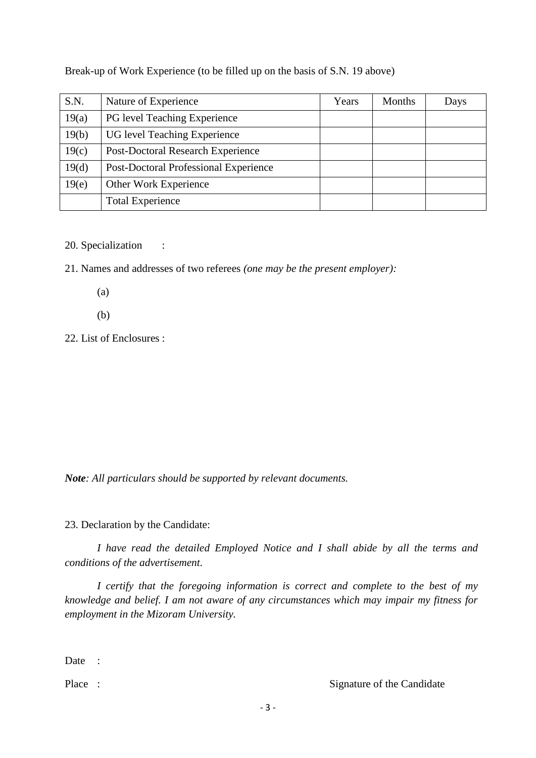Break-up of Work Experience (to be filled up on the basis of S.N. 19 above)

| S.N. | Nature of Experience | Years | Months | Days |
|---|---|---|---|---|
| 19(a) | PG level Teaching Experience | | | |
| 19(b) | UG level Teaching Experience | | | |
| 19(c) | Post-Doctoral Research Experience | | | |
| 19(d) | Post-Doctoral Professional Experience | | | |
| 19(e) | Other Work Experience | | | |
| | Total Experience | | | |

20. Specialization :

21. Names and addresses of two referees *(one may be the present employer):*

(a)

(b)

22. List of Enclosures :

***Note**: All particulars should be supported by relevant documents.*

23. Declaration by the Candidate:

*I have read the detailed Employed Notice and I shall abide by all the terms and conditions of the advertisement.*

*I certify that the foregoing information is correct and complete to the best of my knowledge and belief. I am not aware of any circumstances which may impair my fitness for employment in the Mizoram University.*

Date :

Place : Signature of the Candidate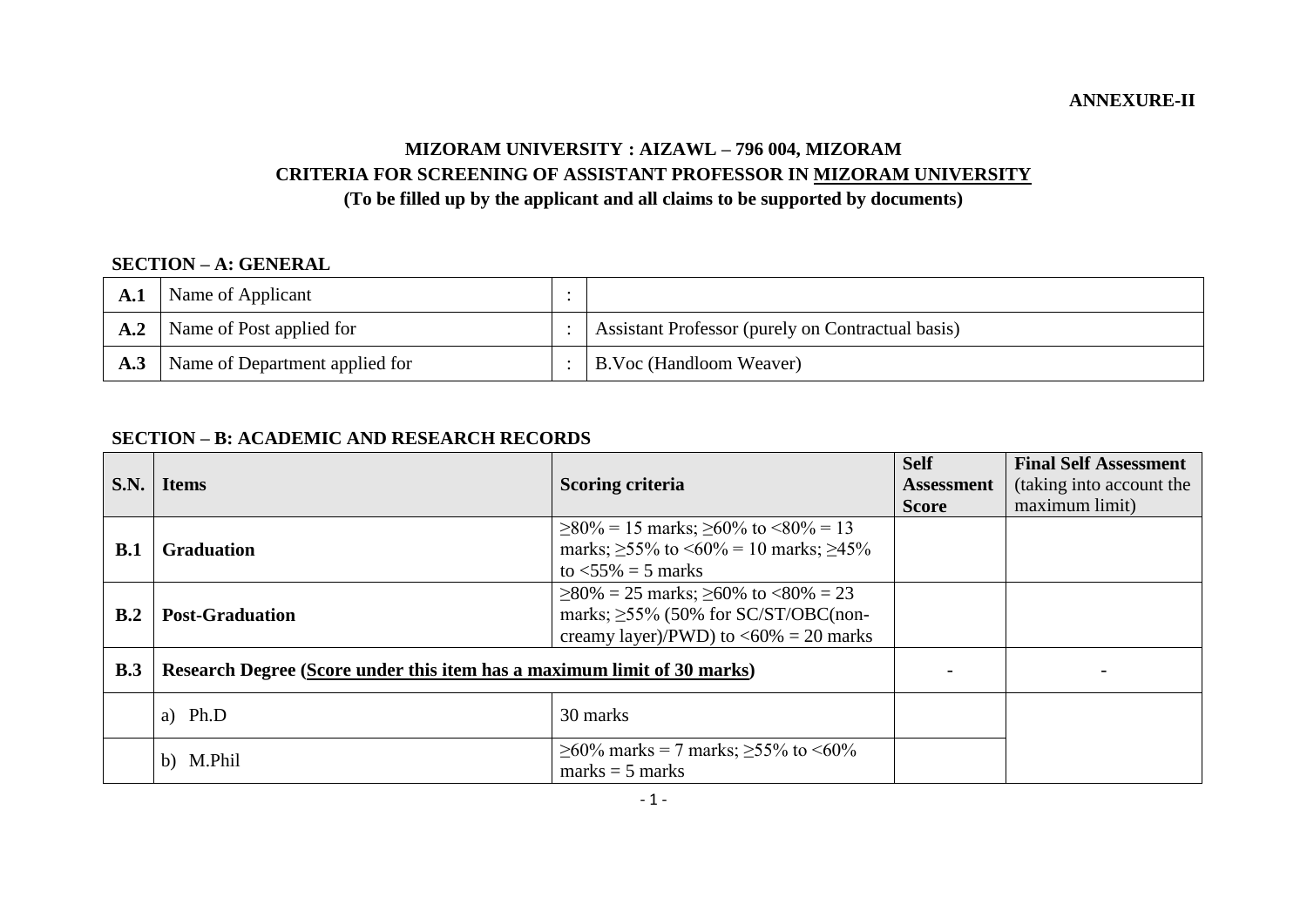**ANNEXURE-II**

**MIZORAM UNIVERSITY : AIZAWL – 796 004, MIZORAM**

**CRITERIA FOR SCREENING OF ASSISTANT PROFESSOR IN MIZORAM UNIVERSITY**

**(To be filled up by the applicant and all claims to be supported by documents)**

**SECTION – A: GENERAL**

| | | | |
|---|---|---|---|
| **A.1** | Name of Applicant | : | |
| **A.2** | Name of Post applied for | : | Assistant Professor (purely on Contractual basis) |
| **A.3** | Name of Department applied for | : | B.Voc (Handloom Weaver) |

**SECTION – B: ACADEMIC AND RESEARCH RECORDS**

| S.N. | Items | Scoring criteria | Self Assessment Score | Final Self Assessment (taking into account the maximum limit) |
|---|---|---|---|---|
| **B.1** | **Graduation** | ≥80% = 15 marks; ≥60% to <80% = 13 marks; ≥55% to <60% = 10 marks; ≥45% to <55% = 5 marks | | |
| **B.2** | **Post-Graduation** | ≥80% = 25 marks; ≥60% to <80% = 23 marks; ≥55% (50% for SC/ST/OBC(non-creamy layer)/PWD) to <60% = 20 marks | | |
| **B.3** | **Research Degree (Score under this item has a maximum limit of 30 marks)** | | - | - |
| | a) Ph.D | 30 marks | | |
| | b) M.Phil | ≥60% marks = 7 marks; ≥55% to <60% marks = 5 marks | | |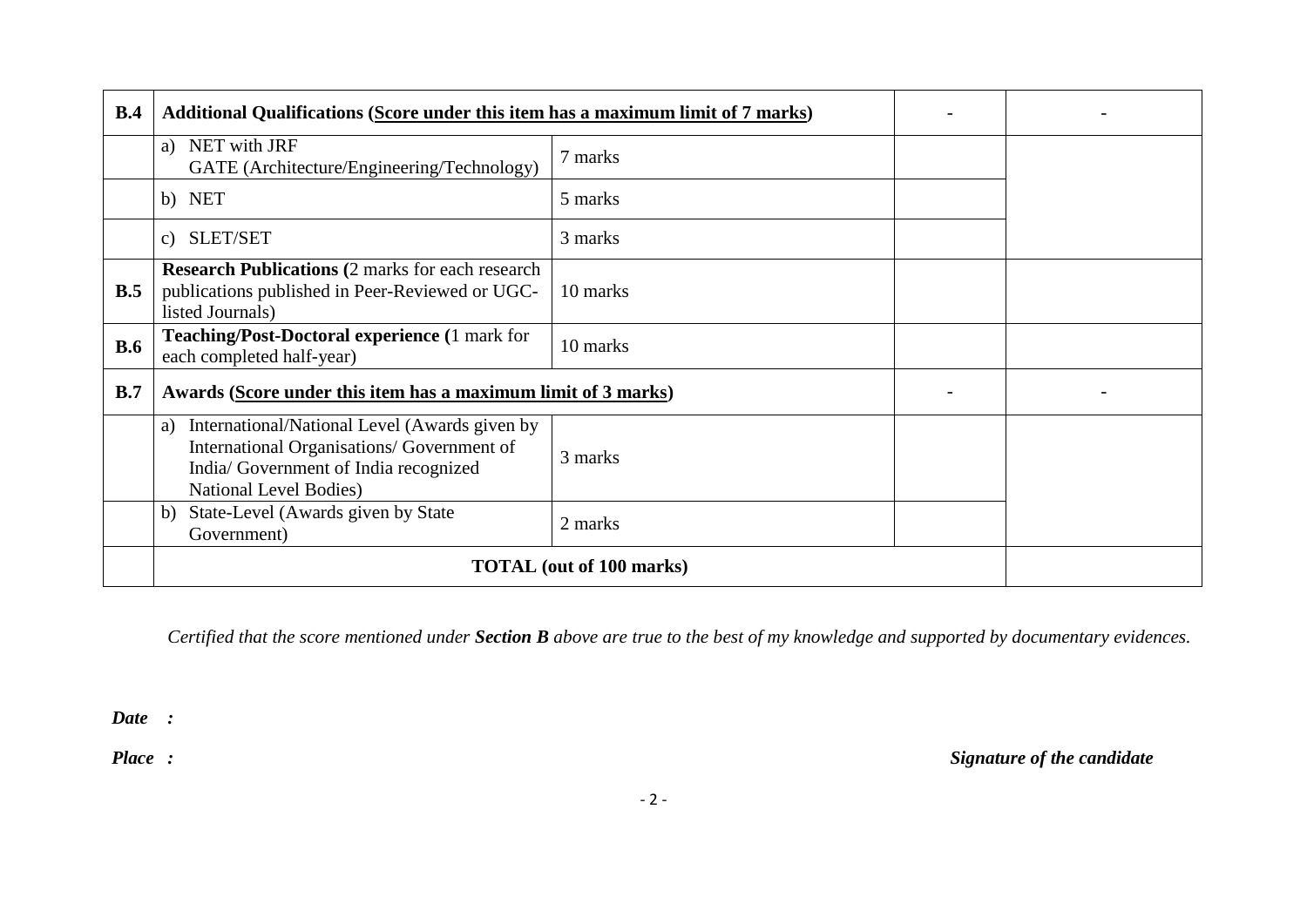| | | | | |
|---|---|---|---|---|
| **B.4** | **Additional Qualifications (Score under this item has a maximum limit of 7 marks)** | | - | - |
| | a) NET with JRF<br>GATE (Architecture/Engineering/Technology) | 7 marks | | |
| | b) NET | 5 marks | | |
| | c) SLET/SET | 3 marks | | |
| **B.5** | **Research Publications (**2 marks for each research publications published in Peer-Reviewed or UGC-listed Journals) | 10 marks | | |
| **B.6** | **Teaching/Post-Doctoral experience (**1 mark for each completed half-year) | 10 marks | | |
| **B.7** | **Awards (Score under this item has a maximum limit of 3 marks)** | | - | - |
| | a) International/National Level (Awards given by International Organisations/ Government of India/ Government of India recognized National Level Bodies) | 3 marks | | |
| | b) State-Level (Awards given by State Government) | 2 marks | | |
| | **TOTAL (out of 100 marks)** | | | |

*Certified that the score mentioned under **Section B** above are true to the best of my knowledge and supported by documentary evidences.*

***Date :***

***Place :***

***Signature of the candidate***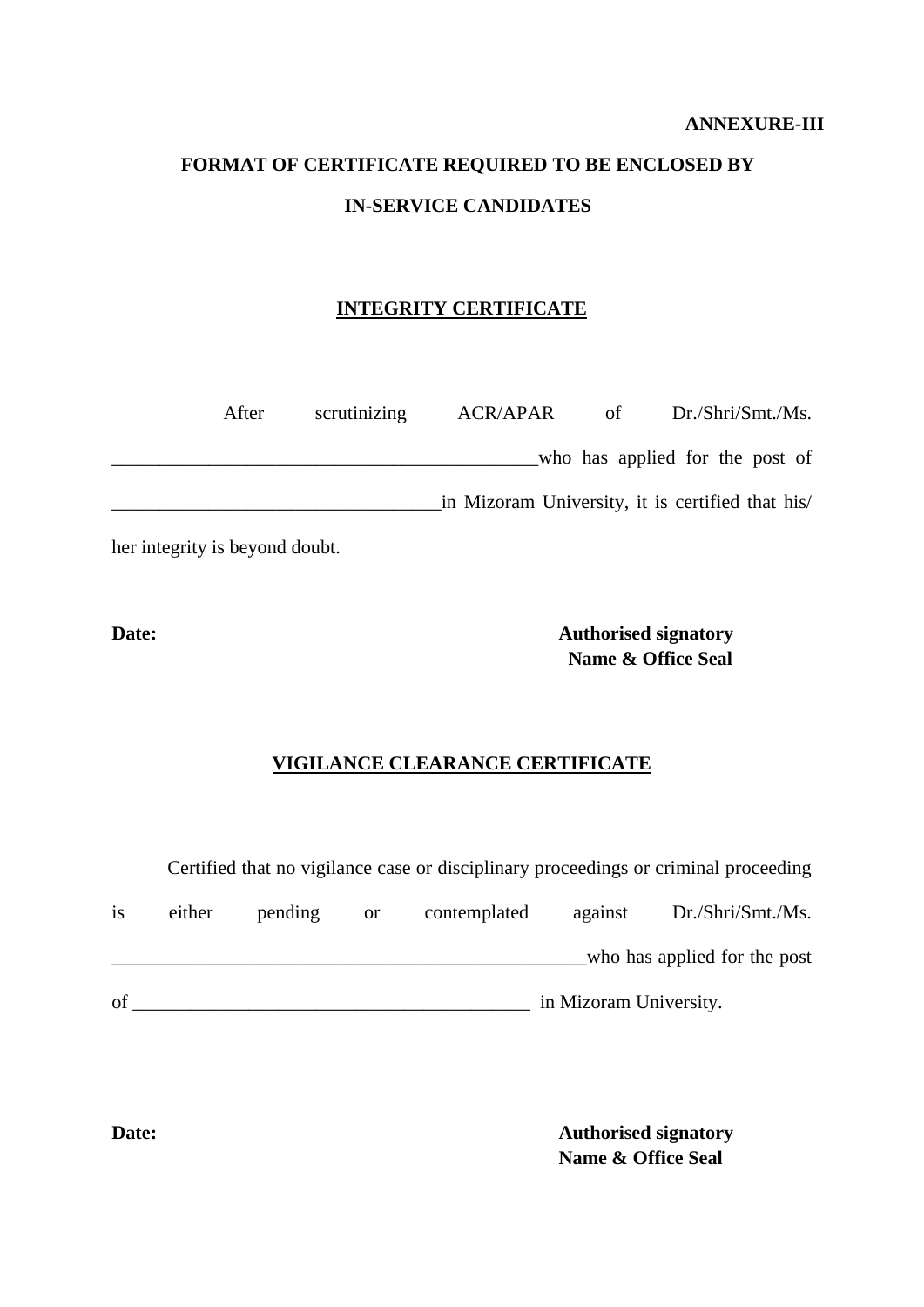**ANNEXURE-III**

**FORMAT OF CERTIFICATE REQUIRED TO BE ENCLOSED BY**

**IN-SERVICE CANDIDATES**

**INTEGRITY CERTIFICATE**

After scrutinizing ACR/APAR of Dr./Shri/Smt./Ms. _____________________________________________who has applied for the post of __________________________________in Mizoram University, it is certified that his/ her integrity is beyond doubt.

**Date:** **Authorised signatory**
**Name & Office Seal**

**VIGILANCE CLEARANCE CERTIFICATE**

Certified that no vigilance case or disciplinary proceedings or criminal proceeding is either pending or contemplated against Dr./Shri/Smt./Ms. __________________________________________________who has applied for the post of _________________________________________ in Mizoram University.

**Date:** **Authorised signatory**
**Name & Office Seal**